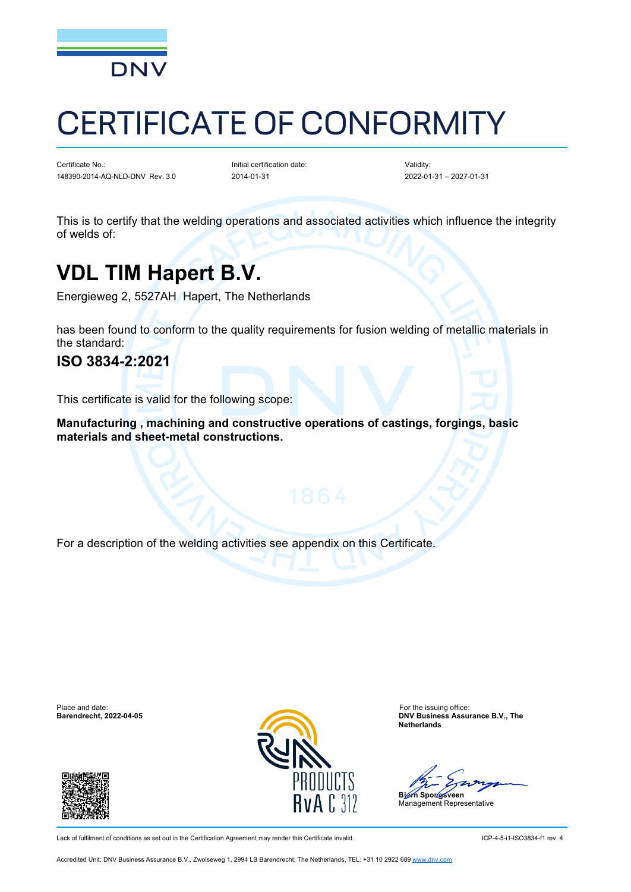DNV

# CERTIFICATE OF CONFORMITY

| Certificate No.: | Initial certification date: | Validity: |
|---|---|---|
| 148390-2014-AQ-NLD-DNV Rev. 3.0 | 2014-01-31 | 2022-01-31 – 2027-01-31 |

This is to certify that the welding operations and associated activities which influence the integrity of welds of:

## VDL TIM Hapert B.V.

Energieweg 2, 5527AH Hapert, The Netherlands

has been found to conform to the quality requirements for fusion welding of metallic materials in the standard:

### ISO 3834-2:2021

This certificate is valid for the following scope:

**Manufacturing , machining and constructive operations of castings, forgings, basic materials and sheet-metal constructions.**

For a description of the welding activities see appendix on this Certificate.

Place and date:
**Barendrecht, 2022-04-05**

For the issuing office:
**DNV Business Assurance B.V., The Netherlands**

Björn Spongsveen
Management Representative

RvA C 312

Lack of fulfilment of conditions as set out in the Certification Agreement may render this Certificate invalid.

ICP-4-5-i1-ISO3834-f1 rev. 4

Accredited Unit: DNV Business Assurance B.V., Zwolseweg 1, 2994 LB Barendrecht, The Netherlands, TEL: +31 10 2922 689 www.dnv.com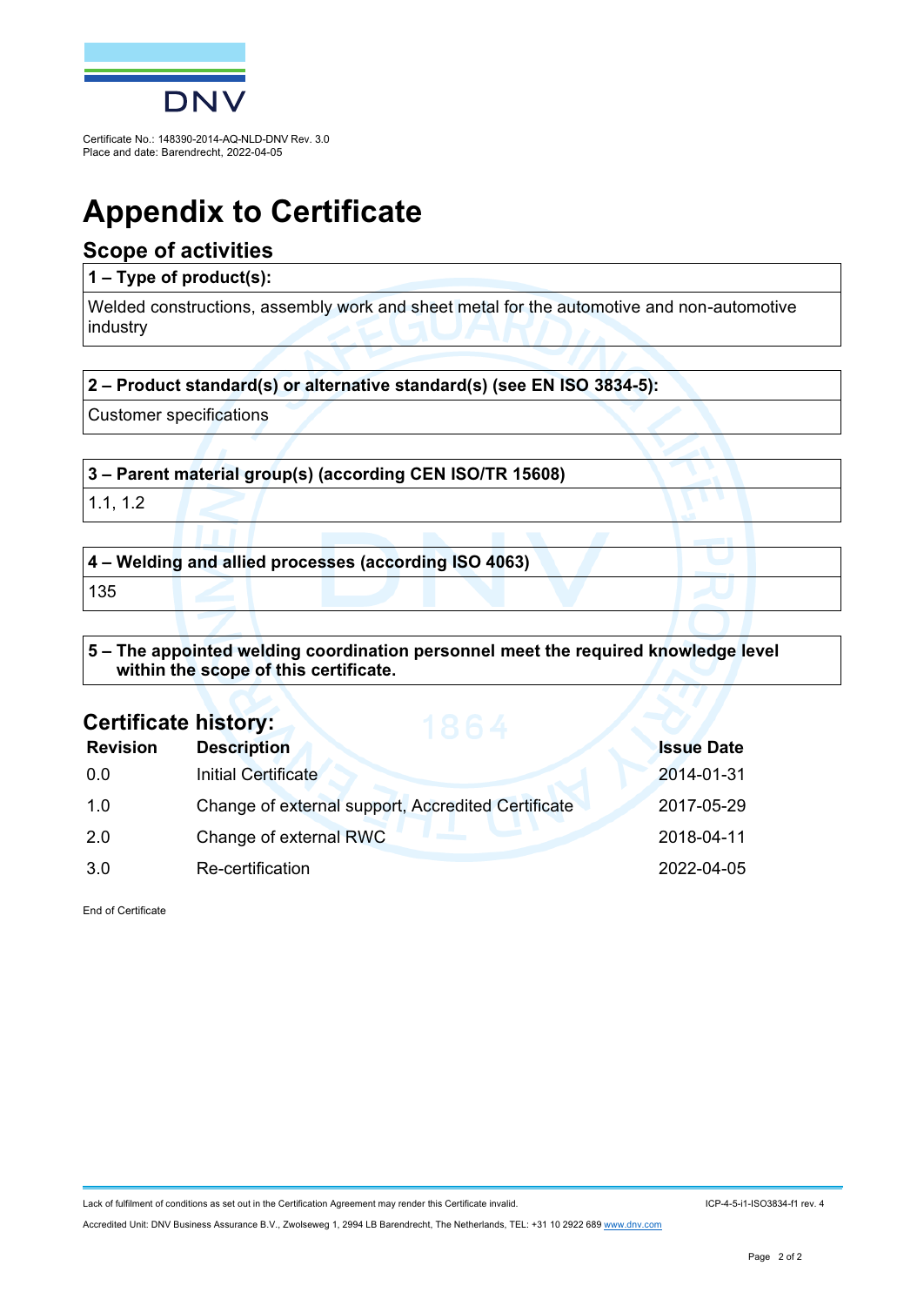Certificate No.: 148390-2014-AQ-NLD-DNV Rev. 3.0
Place and date: Barendrecht, 2022-04-05

# Appendix to Certificate

## Scope of activities

| **1 – Type of product(s):** |
|---|
| Welded constructions, assembly work and sheet metal for the automotive and non-automotive industry |

| **2 – Product standard(s) or alternative standard(s) (see EN ISO 3834-5):** |
|---|
| Customer specifications |

| **3 – Parent material group(s) (according CEN ISO/TR 15608)** |
|---|
| 1.1, 1.2 |

| **4 – Welding and allied processes (according ISO 4063)** |
|---|
| 135 |

**5 – The appointed welding coordination personnel meet the required knowledge level within the scope of this certificate.**

## Certificate history:

| Revision | Description | Issue Date |
|---|---|---|
| 0.0 | Initial Certificate | 2014-01-31 |
| 1.0 | Change of external support, Accredited Certificate | 2017-05-29 |
| 2.0 | Change of external RWC | 2018-04-11 |
| 3.0 | Re-certification | 2022-04-05 |

End of Certificate

Lack of fulfilment of conditions as set out in the Certification Agreement may render this Certificate invalid.

ICP-4-5-i1-ISO3834-f1 rev. 4

Accredited Unit: DNV Business Assurance B.V., Zwolseweg 1, 2994 LB Barendrecht, The Netherlands, TEL: +31 10 2922 689 www.dnv.com